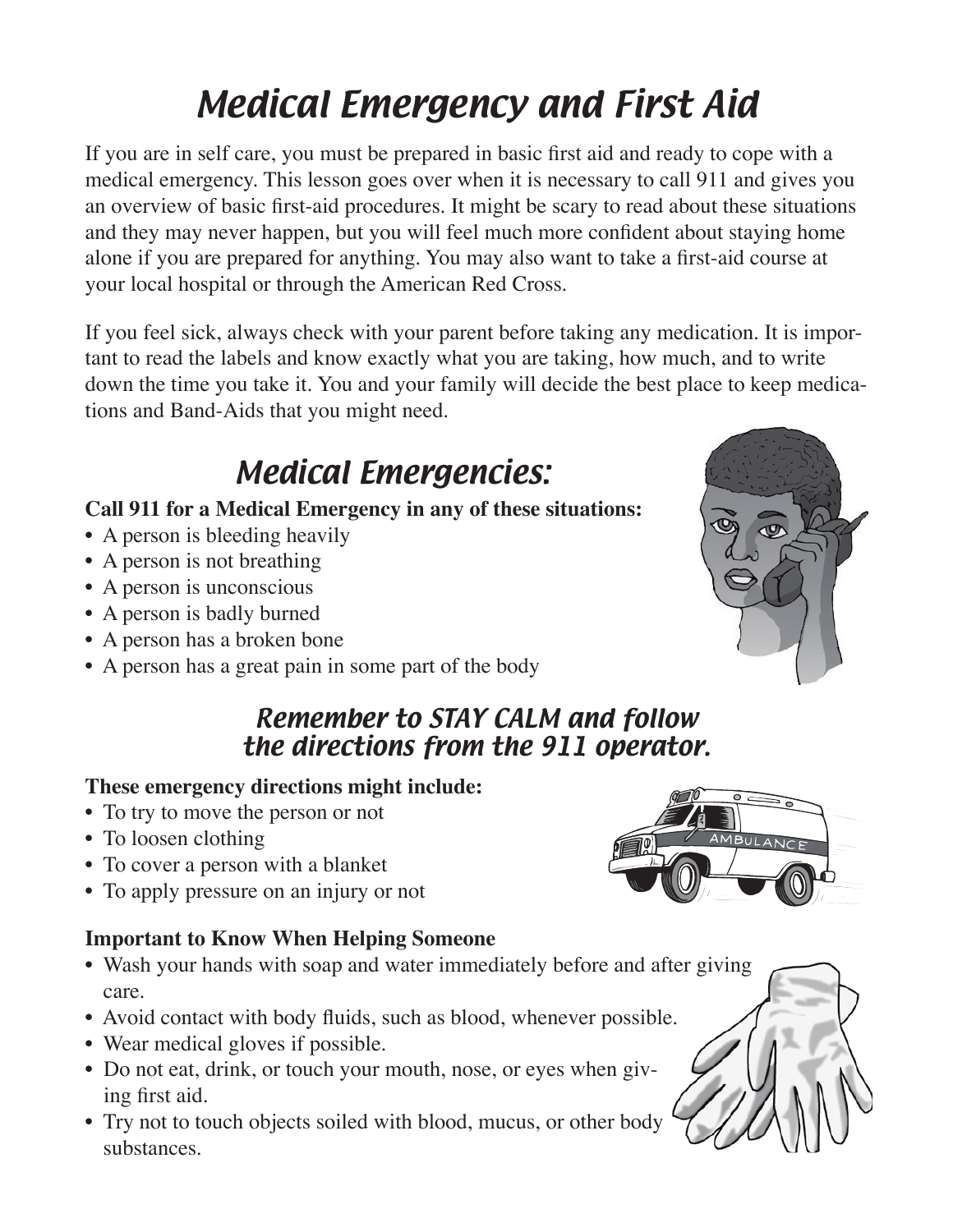# Medical Emergency and First Aid

If you are in self care, you must be prepared in basic first aid and ready to cope with a medical emergency. This lesson goes over when it is necessary to call 911 and gives you an overview of basic first-aid procedures. It might be scary to read about these situations and they may never happen, but you will feel much more confident about staying home alone if you are prepared for anything. You may also want to take a first-aid course at your local hospital or through the American Red Cross.

If you feel sick, always check with your parent before taking any medication. It is important to read the labels and know exactly what you are taking, how much, and to write down the time you take it. You and your family will decide the best place to keep medications and Band-Aids that you might need.

## Medical Emergencies:

**Call 911 for a Medical Emergency in any of these situations:**

- A person is bleeding heavily
- A person is not breathing
- A person is unconscious
- A person is badly burned
- A person has a broken bone
- A person has a great pain in some part of the body

### *Remember to STAY CALM and follow the directions from the 911 operator.*

**These emergency directions might include:**

- To try to move the person or not
- To loosen clothing
- To cover a person with a blanket
- To apply pressure on an injury or not

**Important to Know When Helping Someone**

- Wash your hands with soap and water immediately before and after giving care.
- Avoid contact with body fluids, such as blood, whenever possible.
- Wear medical gloves if possible.
- Do not eat, drink, or touch your mouth, nose, or eyes when giving first aid.
- Try not to touch objects soiled with blood, mucus, or other body substances.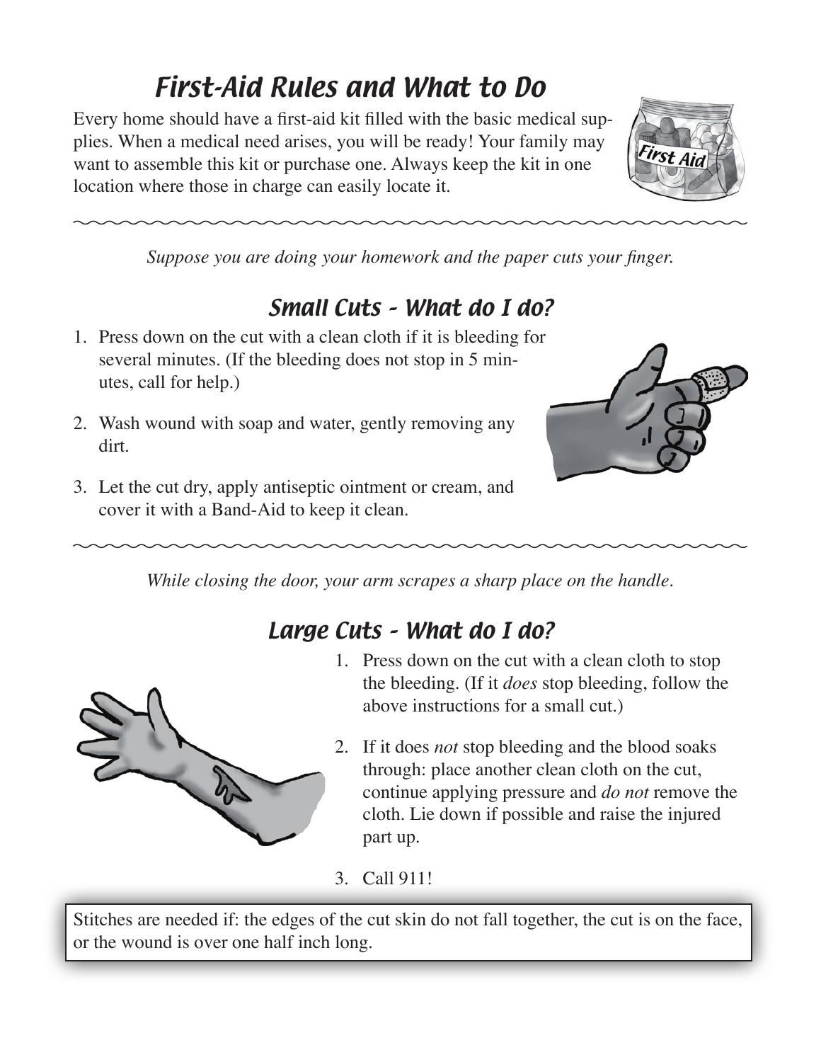# First-Aid Rules and What to Do

Every home should have a first-aid kit filled with the basic medical supplies. When a medical need arises, you will be ready! Your family may want to assemble this kit or purchase one. Always keep the kit in one location where those in charge can easily locate it.

*Suppose you are doing your homework and the paper cuts your finger.*

## Small Cuts - What do I do?

1. Press down on the cut with a clean cloth if it is bleeding for several minutes. (If the bleeding does not stop in 5 minutes, call for help.)
2. Wash wound with soap and water, gently removing any dirt.
3. Let the cut dry, apply antiseptic ointment or cream, and cover it with a Band-Aid to keep it clean.

*While closing the door, your arm scrapes a sharp place on the handle.*

## Large Cuts - What do I do?

1. Press down on the cut with a clean cloth to stop the bleeding. (If it *does* stop bleeding, follow the above instructions for a small cut.)
2. If it does *not* stop bleeding and the blood soaks through: place another clean cloth on the cut, continue applying pressure and *do not* remove the cloth. Lie down if possible and raise the injured part up.
3. Call 911!

Stitches are needed if: the edges of the cut skin do not fall together, the cut is on the face, or the wound is over one half inch long.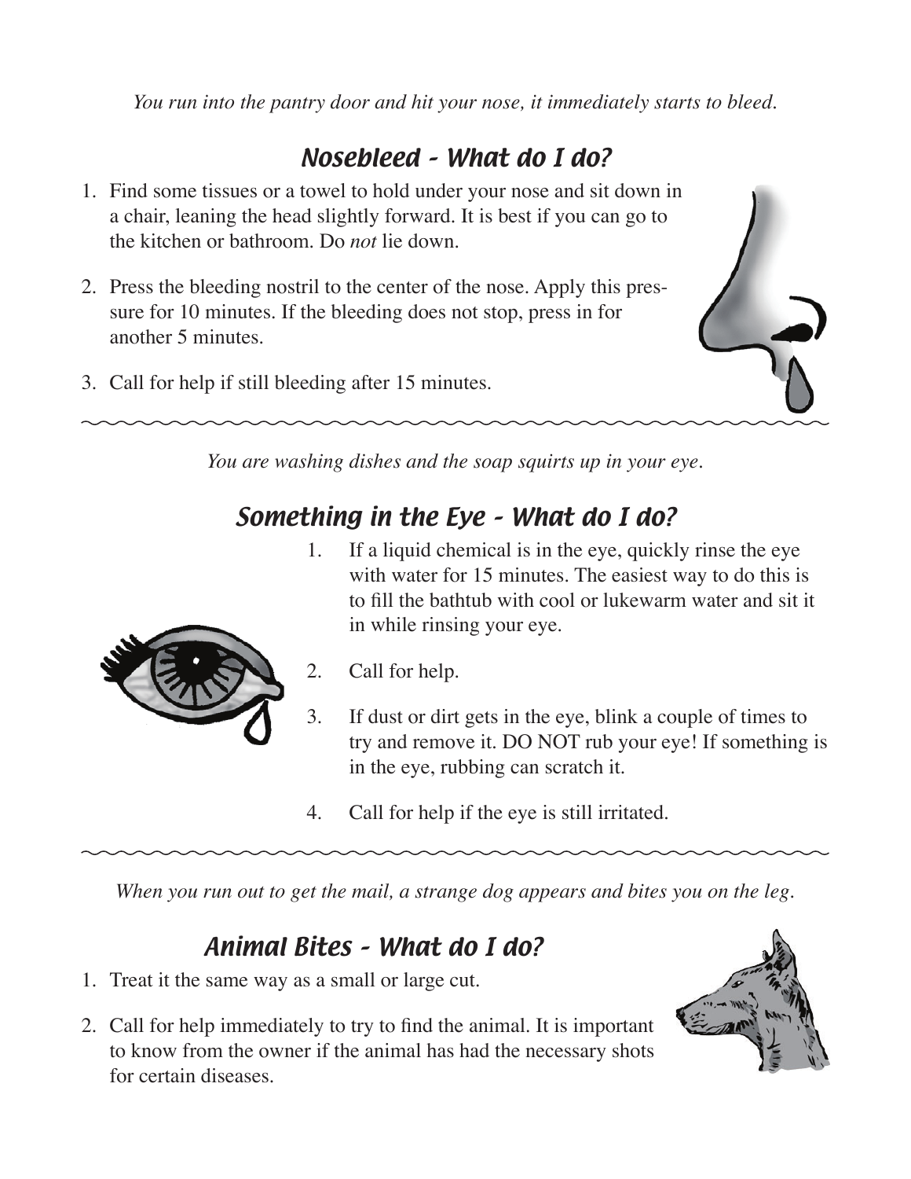*You run into the pantry door and hit your nose, it immediately starts to bleed.*

## Nosebleed - What do I do?

1. Find some tissues or a towel to hold under your nose and sit down in a chair, leaning the head slightly forward. It is best if you can go to the kitchen or bathroom. Do *not* lie down.

2. Press the bleeding nostril to the center of the nose. Apply this pressure for 10 minutes. If the bleeding does not stop, press in for another 5 minutes.

3. Call for help if still bleeding after 15 minutes.

---

*You are washing dishes and the soap squirts up in your eye.*

## Something in the Eye - What do I do?

1. If a liquid chemical is in the eye, quickly rinse the eye with water for 15 minutes. The easiest way to do this is to fill the bathtub with cool or lukewarm water and sit it in while rinsing your eye.

2. Call for help.

3. If dust or dirt gets in the eye, blink a couple of times to try and remove it. DO NOT rub your eye! If something is in the eye, rubbing can scratch it.

4. Call for help if the eye is still irritated.

---

*When you run out to get the mail, a strange dog appears and bites you on the leg.*

## Animal Bites - What do I do?

1. Treat it the same way as a small or large cut.

2. Call for help immediately to try to find the animal. It is important to know from the owner if the animal has had the necessary shots for certain diseases.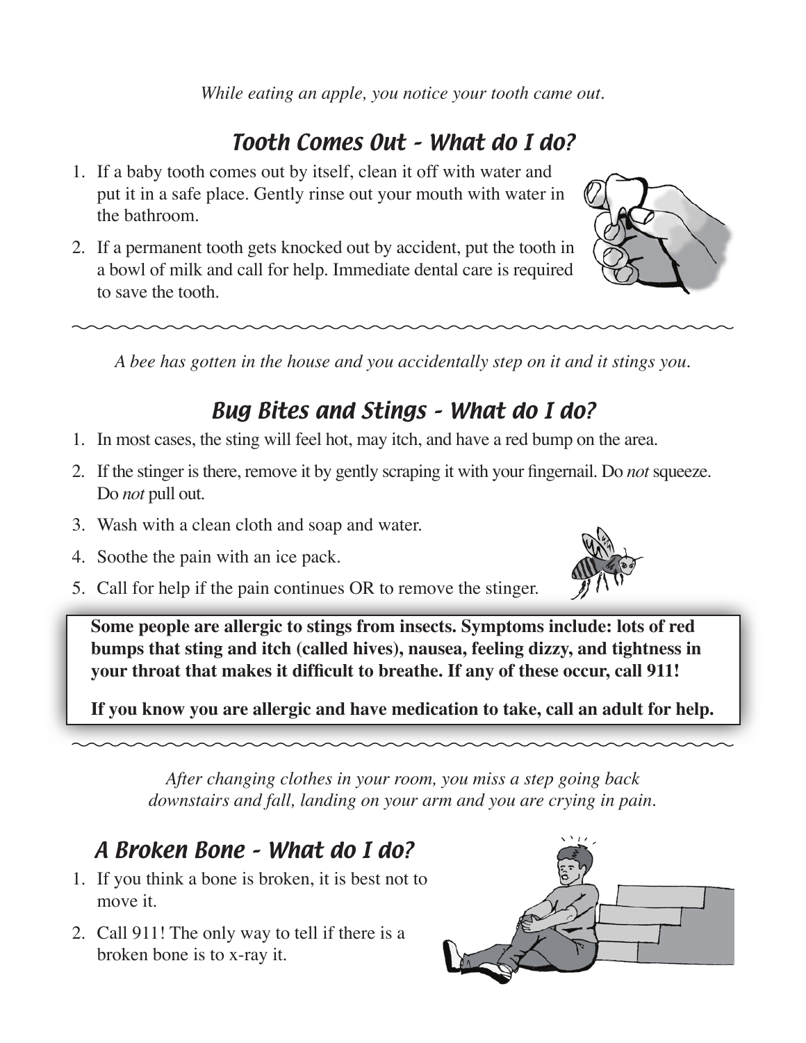*While eating an apple, you notice your tooth came out.*

## Tooth Comes Out - What do I do?

1. If a baby tooth comes out by itself, clean it off with water and put it in a safe place. Gently rinse out your mouth with water in the bathroom.
2. If a permanent tooth gets knocked out by accident, put the tooth in a bowl of milk and call for help. Immediate dental care is required to save the tooth.

---

*A bee has gotten in the house and you accidentally step on it and it stings you.*

## Bug Bites and Stings - What do I do?

1. In most cases, the sting will feel hot, may itch, and have a red bump on the area.
2. If the stinger is there, remove it by gently scraping it with your fingernail. Do *not* squeeze. Do *not* pull out.
3. Wash with a clean cloth and soap and water.
4. Soothe the pain with an ice pack.
5. Call for help if the pain continues OR to remove the stinger.

**Some people are allergic to stings from insects. Symptoms include: lots of red bumps that sting and itch (called hives), nausea, feeling dizzy, and tightness in your throat that makes it difficult to breathe. If any of these occur, call 911!**

**If you know you are allergic and have medication to take, call an adult for help.**

---

*After changing clothes in your room, you miss a step going back downstairs and fall, landing on your arm and you are crying in pain.*

## A Broken Bone - What do I do?

1. If you think a bone is broken, it is best not to move it.
2. Call 911! The only way to tell if there is a broken bone is to x-ray it.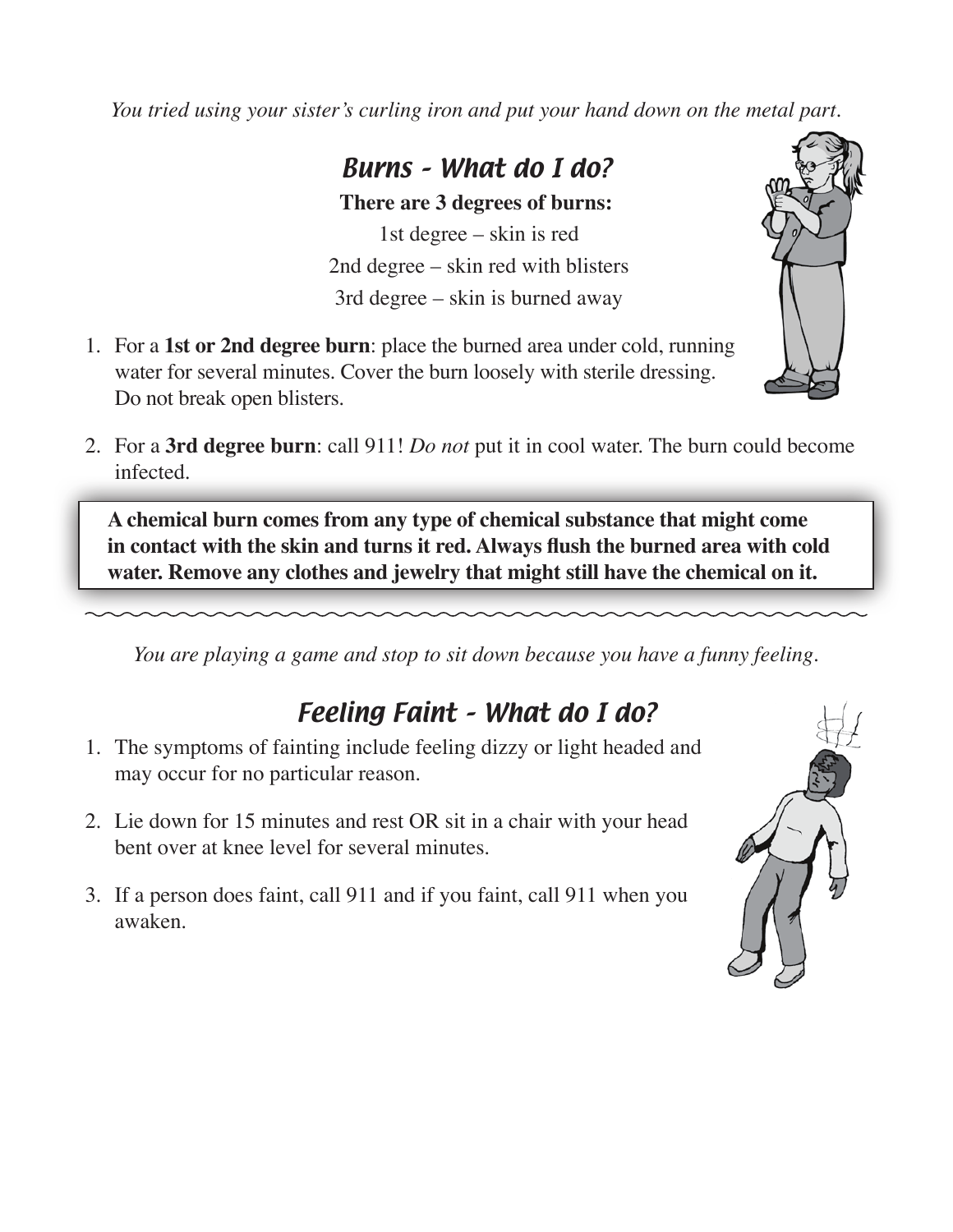*You tried using your sister's curling iron and put your hand down on the metal part.*

## Burns - What do I do?

**There are 3 degrees of burns:**

1st degree – skin is red

2nd degree – skin red with blisters

3rd degree – skin is burned away

1. For a **1st or 2nd degree burn**: place the burned area under cold, running water for several minutes. Cover the burn loosely with sterile dressing. Do not break open blisters.

2. For a **3rd degree burn**: call 911! *Do not* put it in cool water. The burn could become infected.

**A chemical burn comes from any type of chemical substance that might come in contact with the skin and turns it red. Always flush the burned area with cold water. Remove any clothes and jewelry that might still have the chemical on it.**

---

*You are playing a game and stop to sit down because you have a funny feeling.*

## Feeling Faint - What do I do?

1. The symptoms of fainting include feeling dizzy or light headed and may occur for no particular reason.

2. Lie down for 15 minutes and rest OR sit in a chair with your head bent over at knee level for several minutes.

3. If a person does faint, call 911 and if you faint, call 911 when you awaken.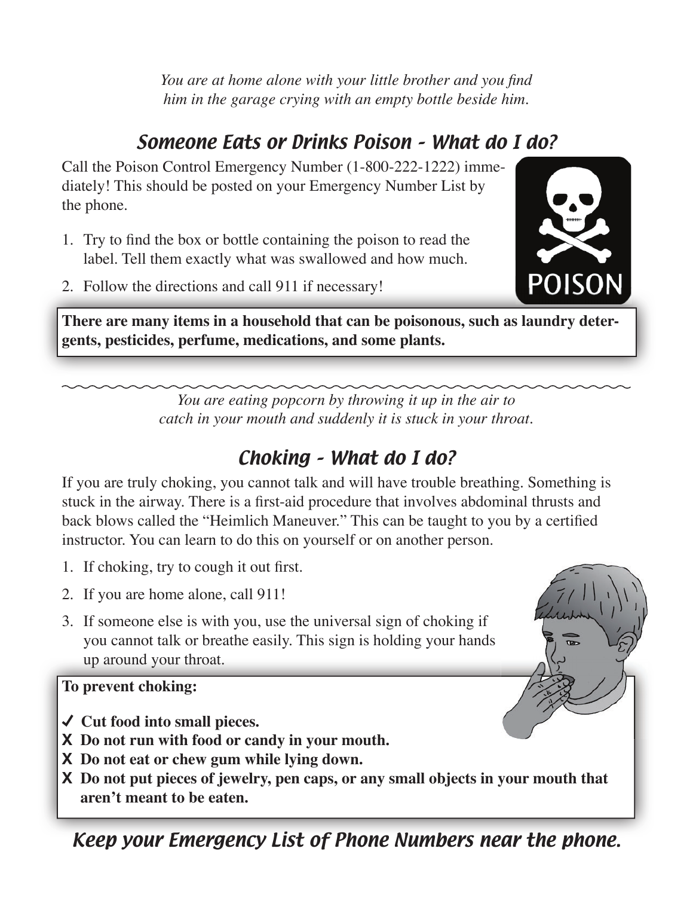*You are at home alone with your little brother and you find him in the garage crying with an empty bottle beside him.*

## Someone Eats or Drinks Poison - What do I do?

Call the Poison Control Emergency Number (1-800-222-1222) immediately! This should be posted on your Emergency Number List by the phone.

1. Try to find the box or bottle containing the poison to read the label. Tell them exactly what was swallowed and how much.
2. Follow the directions and call 911 if necessary!

**There are many items in a household that can be poisonous, such as laundry detergents, pesticides, perfume, medications, and some plants.**

*You are eating popcorn by throwing it up in the air to catch in your mouth and suddenly it is stuck in your throat.*

## Choking - What do I do?

If you are truly choking, you cannot talk and will have trouble breathing. Something is stuck in the airway. There is a first-aid procedure that involves abdominal thrusts and back blows called the "Heimlich Maneuver." This can be taught to you by a certified instructor. You can learn to do this on yourself or on another person.

1. If choking, try to cough it out first.
2. If you are home alone, call 911!
3. If someone else is with you, use the universal sign of choking if you cannot talk or breathe easily. This sign is holding your hands up around your throat.

**To prevent choking:**

- ✓ **Cut food into small pieces.**
- X **Do not run with food or candy in your mouth.**
- X **Do not eat or chew gum while lying down.**
- X **Do not put pieces of jewelry, pen caps, or any small objects in your mouth that aren't meant to be eaten.**

## *Keep your Emergency List of Phone Numbers near the phone.*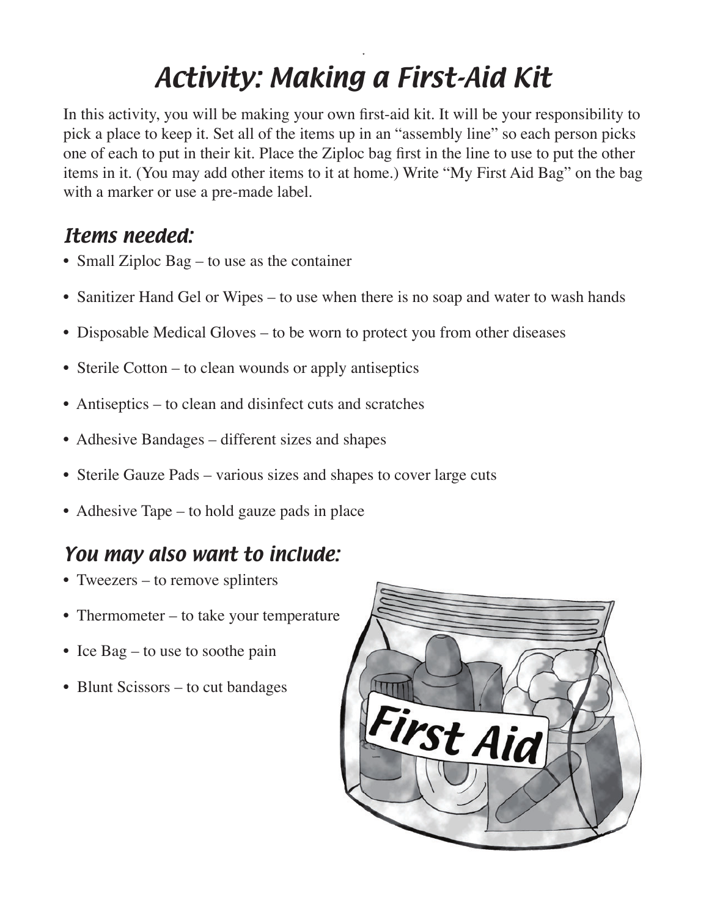# Activity: Making a First-Aid Kit

In this activity, you will be making your own first-aid kit. It will be your responsibility to pick a place to keep it. Set all of the items up in an "assembly line" so each person picks one of each to put in their kit. Place the Ziploc bag first in the line to use to put the other items in it. (You may add other items to it at home.) Write "My First Aid Bag" on the bag with a marker or use a pre-made label.

## Items needed:

- Small Ziploc Bag – to use as the container
- Sanitizer Hand Gel or Wipes – to use when there is no soap and water to wash hands
- Disposable Medical Gloves – to be worn to protect you from other diseases
- Sterile Cotton – to clean wounds or apply antiseptics
- Antiseptics – to clean and disinfect cuts and scratches
- Adhesive Bandages – different sizes and shapes
- Sterile Gauze Pads – various sizes and shapes to cover large cuts
- Adhesive Tape – to hold gauze pads in place

## You may also want to include:

- Tweezers – to remove splinters
- Thermometer – to take your temperature
- Ice Bag – to use to soothe pain
- Blunt Scissors – to cut bandages